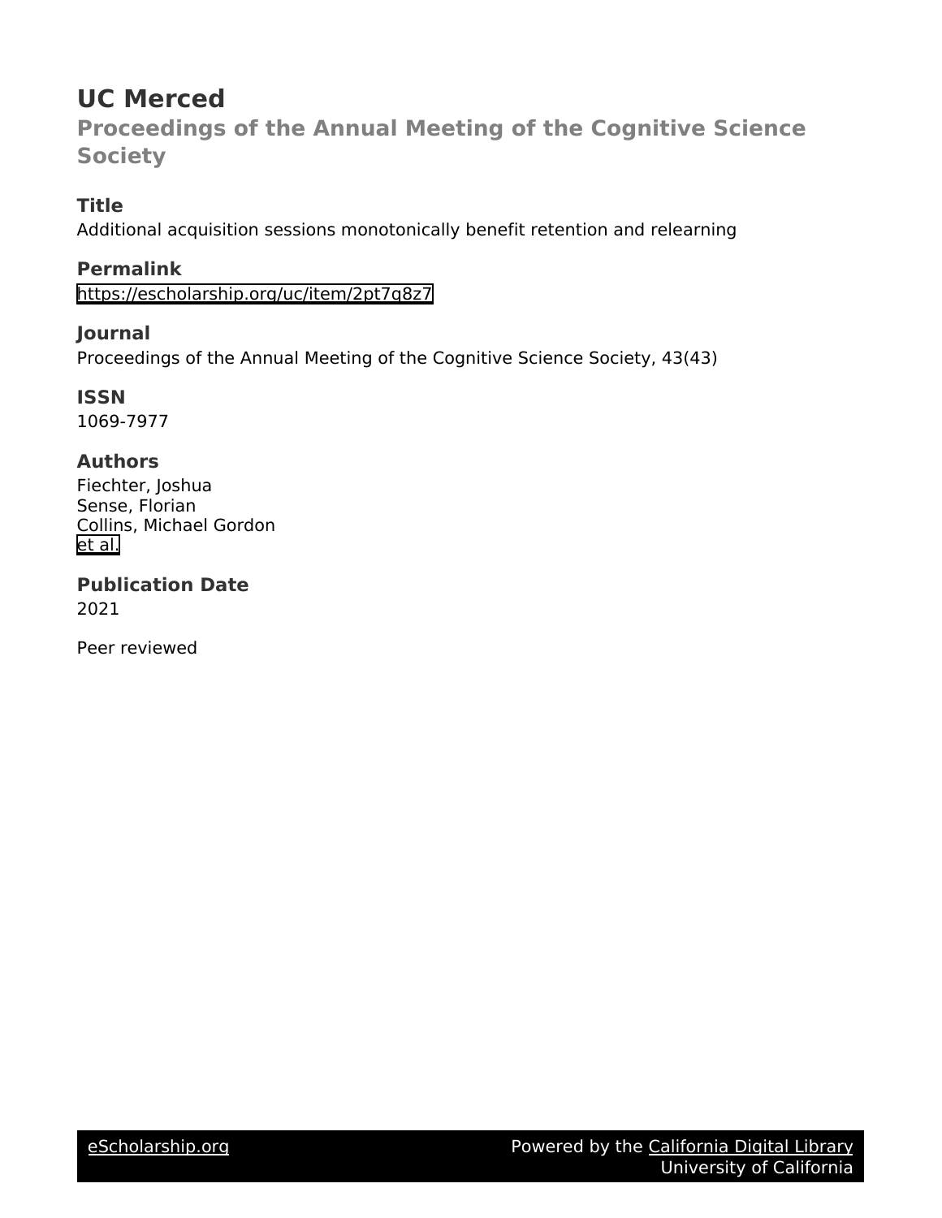# UC Merced

## Proceedings of the Annual Meeting of the Cognitive Science Society

### Title

Additional acquisition sessions monotonically benefit retention and relearning

### Permalink

https://escholarship.org/uc/item/2pt7q8z7

### Journal

Proceedings of the Annual Meeting of the Cognitive Science Society, 43(43)

### ISSN

1069-7977

### Authors

Fiechter, Joshua
Sense, Florian
Collins, Michael Gordon
et al.

### Publication Date

2021

Peer reviewed

eScholarship.org — Powered by the California Digital Library, University of California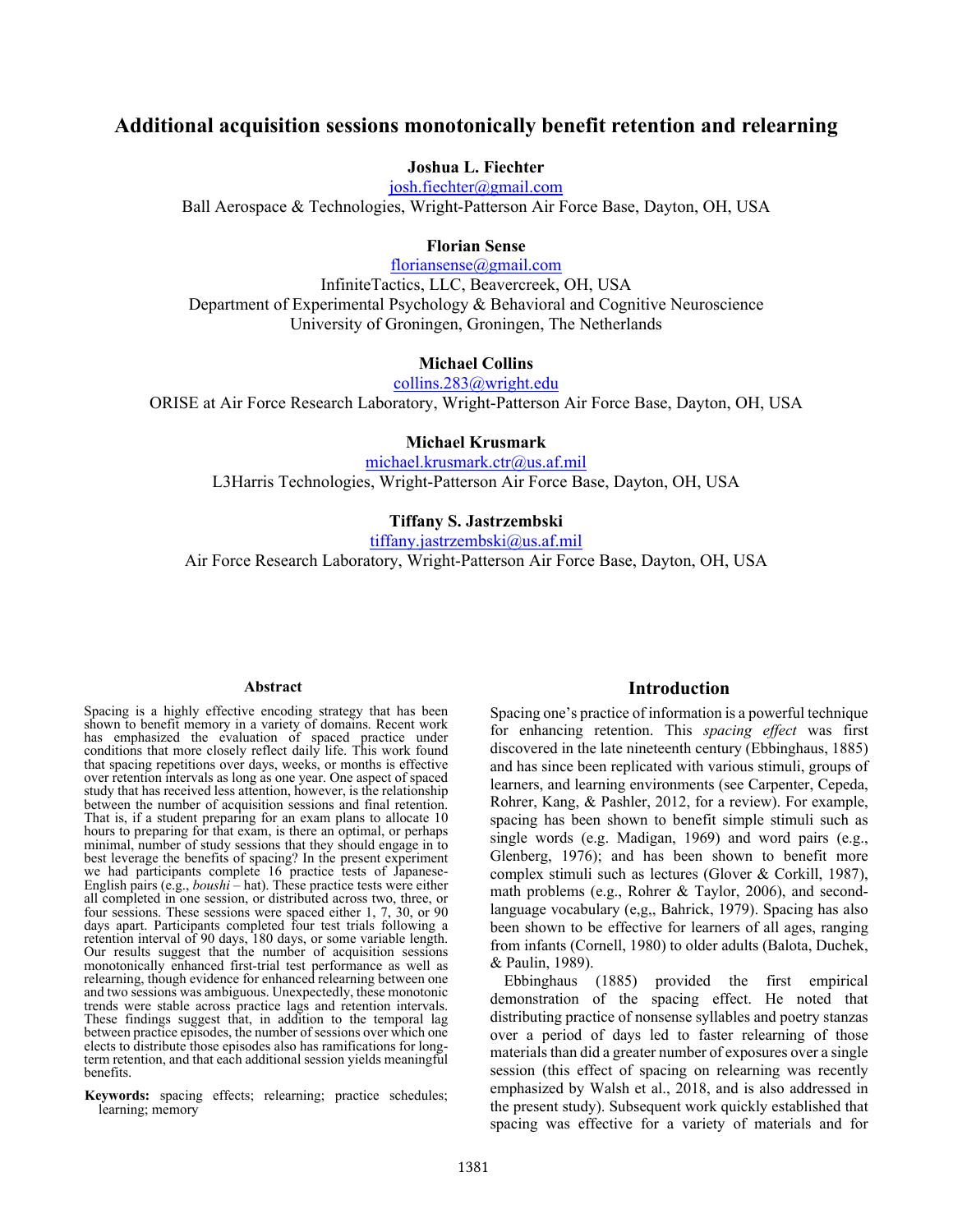# Additional acquisition sessions monotonically benefit retention and relearning

**Joshua L. Fiechter**
josh.fiechter@gmail.com
Ball Aerospace & Technologies, Wright-Patterson Air Force Base, Dayton, OH, USA

**Florian Sense**
floriansense@gmail.com
InfiniteTactics, LLC, Beavercreek, OH, USA
Department of Experimental Psychology & Behavioral and Cognitive Neuroscience
University of Groningen, Groningen, The Netherlands

**Michael Collins**
collins.283@wright.edu
ORISE at Air Force Research Laboratory, Wright-Patterson Air Force Base, Dayton, OH, USA

**Michael Krusmark**
michael.krusmark.ctr@us.af.mil
L3Harris Technologies, Wright-Patterson Air Force Base, Dayton, OH, USA

**Tiffany S. Jastrzembski**
tiffany.jastrzembski@us.af.mil
Air Force Research Laboratory, Wright-Patterson Air Force Base, Dayton, OH, USA

## Abstract

Spacing is a highly effective encoding strategy that has been shown to benefit memory in a variety of domains. Recent work has emphasized the evaluation of spaced practice under conditions that more closely reflect daily life. This work found that spacing repetitions over days, weeks, or months is effective over retention intervals as long as one year. One aspect of spaced study that has received less attention, however, is the relationship between the number of acquisition sessions and final retention. That is, if a student preparing for an exam plans to allocate 10 hours to preparing for that exam, is there an optimal, or perhaps minimal, number of study sessions that they should engage in to best leverage the benefits of spacing? In the present experiment we had participants complete 16 practice tests of Japanese-English pairs (e.g., *boushi* – hat). These practice tests were either all completed in one session, or distributed across two, three, or four sessions. These sessions were spaced either 1, 7, 30, or 90 days apart. Participants completed four test trials following a retention interval of 90 days, 180 days, or some variable length. Our results suggest that the number of acquisition sessions monotonically enhanced first-trial test performance as well as relearning, though evidence for enhanced relearning between one and two sessions was ambiguous. Unexpectedly, these monotonic trends were stable across practice lags and retention intervals. These findings suggest that, in addition to the temporal lag between practice episodes, the number of sessions over which one elects to distribute those episodes also has ramifications for long-term retention, and that each additional session yields meaningful benefits.

**Keywords:** spacing effects; relearning; practice schedules; learning; memory

## Introduction

Spacing one's practice of information is a powerful technique for enhancing retention. This *spacing effect* was first discovered in the late nineteenth century (Ebbinghaus, 1885) and has since been replicated with various stimuli, groups of learners, and learning environments (see Carpenter, Cepeda, Rohrer, Kang, & Pashler, 2012, for a review). For example, spacing has been shown to benefit simple stimuli such as single words (e.g. Madigan, 1969) and word pairs (e.g., Glenberg, 1976); and has been shown to benefit more complex stimuli such as lectures (Glover & Corkill, 1987), math problems (e.g., Rohrer & Taylor, 2006), and second-language vocabulary (e,g,, Bahrick, 1979). Spacing has also been shown to be effective for learners of all ages, ranging from infants (Cornell, 1980) to older adults (Balota, Duchek, & Paulin, 1989).

Ebbinghaus (1885) provided the first empirical demonstration of the spacing effect. He noted that distributing practice of nonsense syllables and poetry stanzas over a period of days led to faster relearning of those materials than did a greater number of exposures over a single session (this effect of spacing on relearning was recently emphasized by Walsh et al., 2018, and is also addressed in the present study). Subsequent work quickly established that spacing was effective for a variety of materials and for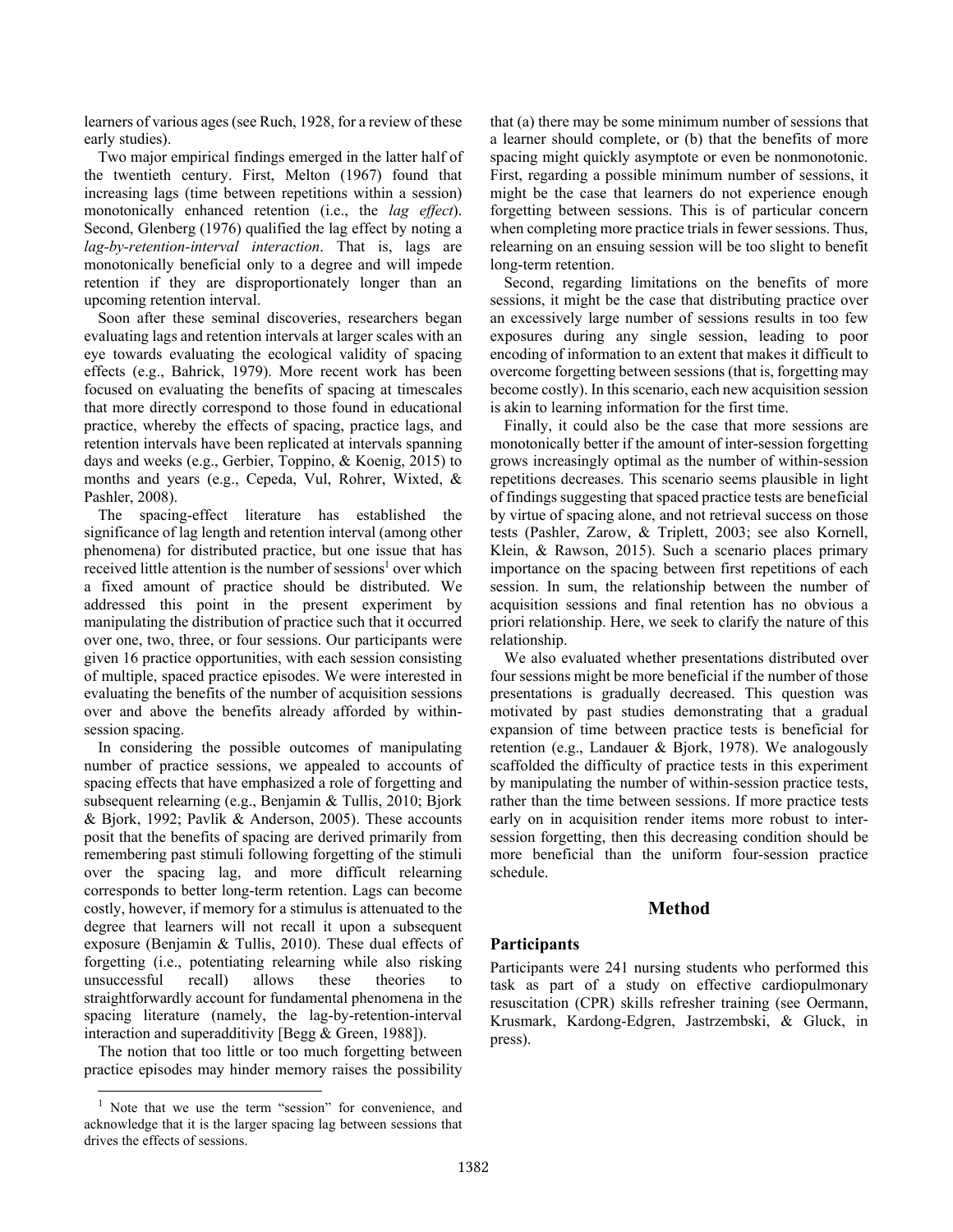learners of various ages (see Ruch, 1928, for a review of these early studies).

Two major empirical findings emerged in the latter half of the twentieth century. First, Melton (1967) found that increasing lags (time between repetitions within a session) monotonically enhanced retention (i.e., the *lag effect*). Second, Glenberg (1976) qualified the lag effect by noting a *lag-by-retention-interval interaction*. That is, lags are monotonically beneficial only to a degree and will impede retention if they are disproportionately longer than an upcoming retention interval.

Soon after these seminal discoveries, researchers began evaluating lags and retention intervals at larger scales with an eye towards evaluating the ecological validity of spacing effects (e.g., Bahrick, 1979). More recent work has been focused on evaluating the benefits of spacing at timescales that more directly correspond to those found in educational practice, whereby the effects of spacing, practice lags, and retention intervals have been replicated at intervals spanning days and weeks (e.g., Gerbier, Toppino, & Koenig, 2015) to months and years (e.g., Cepeda, Vul, Rohrer, Wixted, & Pashler, 2008).

The spacing-effect literature has established the significance of lag length and retention interval (among other phenomena) for distributed practice, but one issue that has received little attention is the number of sessions[1] over which a fixed amount of practice should be distributed. We addressed this point in the present experiment by manipulating the distribution of practice such that it occurred over one, two, three, or four sessions. Our participants were given 16 practice opportunities, with each session consisting of multiple, spaced practice episodes. We were interested in evaluating the benefits of the number of acquisition sessions over and above the benefits already afforded by within-session spacing.

In considering the possible outcomes of manipulating number of practice sessions, we appealed to accounts of spacing effects that have emphasized a role of forgetting and subsequent relearning (e.g., Benjamin & Tullis, 2010; Bjork & Bjork, 1992; Pavlik & Anderson, 2005). These accounts posit that the benefits of spacing are derived primarily from remembering past stimuli following forgetting of the stimuli over the spacing lag, and more difficult relearning corresponds to better long-term retention. Lags can become costly, however, if memory for a stimulus is attenuated to the degree that learners will not recall it upon a subsequent exposure (Benjamin & Tullis, 2010). These dual effects of forgetting (i.e., potentiating relearning while also risking unsuccessful recall) allow these theories to straightforwardly account for fundamental phenomena in the spacing literature (namely, the lag-by-retention-interval interaction and superadditivity [Begg & Green, 1988]).

The notion that too little or too much forgetting between practice episodes may hinder memory raises the possibility that (a) there may be some minimum number of sessions that a learner should complete, or (b) that the benefits of more spacing might quickly asymptote or even be nonmonotonic. First, regarding a possible minimum number of sessions, it might be the case that learners do not experience enough forgetting between sessions. This is of particular concern when completing more practice trials in fewer sessions. Thus, relearning on an ensuing session will be too slight to benefit long-term retention.

Second, regarding limitations on the benefits of more sessions, it might be the case that distributing practice over an excessively large number of sessions results in too few exposures during any single session, leading to poor encoding of information to an extent that makes it difficult to overcome forgetting between sessions (that is, forgetting may become costly). In this scenario, each new acquisition session is akin to learning information for the first time.

Finally, it could also be the case that more sessions are monotonically better if the amount of inter-session forgetting grows increasingly optimal as the number of within-session repetitions decreases. This scenario seems plausible in light of findings suggesting that spaced practice tests are beneficial by virtue of spacing alone, and not retrieval success on those tests (Pashler, Zarow, & Triplett, 2003; see also Kornell, Klein, & Rawson, 2015). Such a scenario places primary importance on the spacing between first repetitions of each session. In sum, the relationship between the number of acquisition sessions and final retention has no obvious a priori relationship. Here, we seek to clarify the nature of this relationship.

We also evaluated whether presentations distributed over four sessions might be more beneficial if the number of those presentations is gradually decreased. This question was motivated by past studies demonstrating that a gradual expansion of time between practice tests is beneficial for retention (e.g., Landauer & Bjork, 1978). We analogously scaffolded the difficulty of practice tests in this experiment by manipulating the number of within-session practice tests, rather than the time between sessions. If more practice tests early on in acquisition render items more robust to inter-session forgetting, then this decreasing condition should be more beneficial than the uniform four-session practice schedule.

## Method

### Participants

Participants were 241 nursing students who performed this task as part of a study on effective cardiopulmonary resuscitation (CPR) skills refresher training (see Oermann, Krusmark, Kardong-Edgren, Jastrzembski, & Gluck, in press).

[1] Note that we use the term "session" for convenience, and acknowledge that it is the larger spacing lag between sessions that drives the effects of sessions.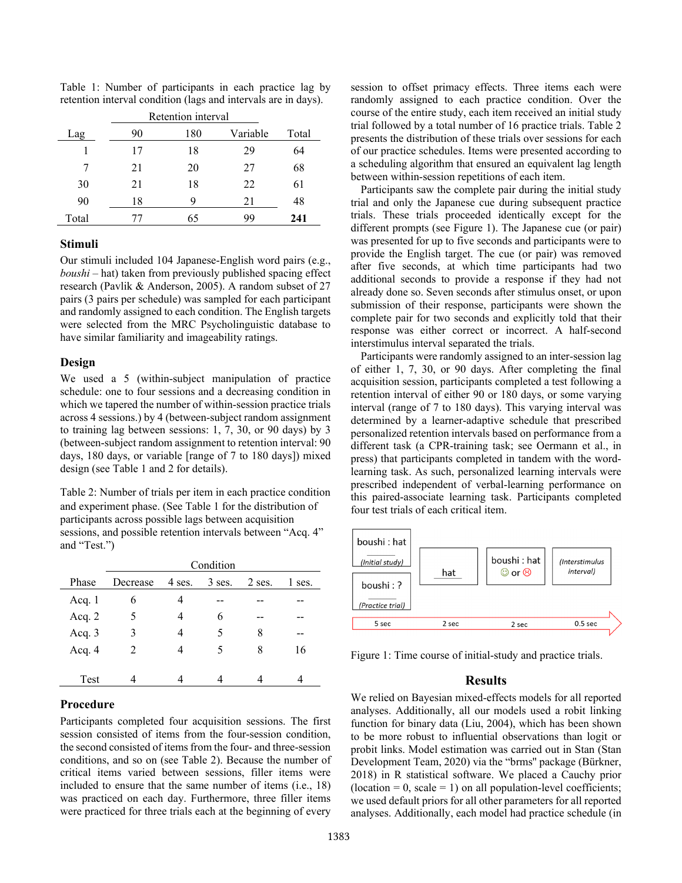Table 1: Number of participants in each practice lag by retention interval condition (lags and intervals are in days).

| Lag | Retention interval 90 | 180 | Variable | Total |
|---|---|---|---|---|
| 1 | 17 | 18 | 29 | 64 |
| 7 | 21 | 20 | 27 | 68 |
| 30 | 21 | 18 | 22 | 61 |
| 90 | 18 | 9 | 21 | 48 |
| Total | 77 | 65 | 99 | **241** |

### Stimuli

Our stimuli included 104 Japanese-English word pairs (e.g., *boushi* – hat) taken from previously published spacing effect research (Pavlik & Anderson, 2005). A random subset of 27 pairs (3 pairs per schedule) was sampled for each participant and randomly assigned to each condition. The English targets were selected from the MRC Psycholinguistic database to have similar familiarity and imageability ratings.

### Design

We used a 5 (within-subject manipulation of practice schedule: one to four sessions and a decreasing condition in which we tapered the number of within-session practice trials across 4 sessions.) by 4 (between-subject random assignment to training lag between sessions: 1, 7, 30, or 90 days) by 3 (between-subject random assignment to retention interval: 90 days, 180 days, or variable [range of 7 to 180 days]) mixed design (see Table 1 and 2 for details).

Table 2: Number of trials per item in each practice condition and experiment phase. (See Table 1 for the distribution of participants across possible lags between acquisition sessions, and possible retention intervals between "Acq. 4" and "Test.")

| Phase | Condition Decrease | 4 ses. | 3 ses. | 2 ses. | 1 ses. |
|---|---|---|---|---|---|
| Acq. 1 | 6 | 4 | -- | -- | -- |
| Acq. 2 | 5 | 4 | 6 | -- | -- |
| Acq. 3 | 3 | 4 | 5 | 8 | -- |
| Acq. 4 | 2 | 4 | 5 | 8 | 16 |
| Test | 4 | 4 | 4 | 4 | 4 |

### Procedure

Participants completed four acquisition sessions. The first session consisted of items from the four-session condition, the second consisted of items from the four- and three-session conditions, and so on (see Table 2). Because the number of critical items varied between sessions, filler items were included to ensure that the same number of items (i.e., 18) was practiced on each day. Furthermore, three filler items were practiced for three trials each at the beginning of every session to offset primacy effects. Three items each were randomly assigned to each practice condition. Over the course of the entire study, each item received an initial study trial followed by a total number of 16 practice trials. Table 2 presents the distribution of these trials over sessions for each of our practice schedules. Items were presented according to a scheduling algorithm that ensured an equivalent lag length between within-session repetitions of each item.

Participants saw the complete pair during the initial study trial and only the Japanese cue during subsequent practice trials. These trials proceeded identically except for the different prompts (see Figure 1). The Japanese cue (or pair) was presented for up to five seconds and participants were to provide the English target. The cue (or pair) was removed after five seconds, at which time participants had two additional seconds to provide a response if they had not already done so. Seven seconds after stimulus onset, or upon submission of their response, participants were shown the complete pair for two seconds and explicitly told that their response was either correct or incorrect. A half-second interstimulus interval separated the trials.

Participants were randomly assigned to an inter-session lag of either 1, 7, 30, or 90 days. After completing the final acquisition session, participants completed a test following a retention interval of either 90 or 180 days, or some varying interval (range of 7 to 180 days). This varying interval was determined by a learner-adaptive schedule that prescribed personalized retention intervals based on performance from a different task (a CPR-training task; see Oermann et al., in press) that participants completed in tandem with the word-learning task. As such, personalized learning intervals were prescribed independent of verbal-learning performance on this paired-associate learning task. Participants completed four test trials of each critical item.

boushi : hat (Initial study) | boushi : ? (Practice trial) → hat → boushi : hat ☺ or ☹ → (Interstimulus interval)

5 sec → 2 sec → 2 sec → 0.5 sec

Figure 1: Time course of initial-study and practice trials.

## Results

We relied on Bayesian mixed-effects models for all reported analyses. Additionally, all our models used a robit linking function for binary data (Liu, 2004), which has been shown to be more robust to influential observations than logit or probit links. Model estimation was carried out in Stan (Stan Development Team, 2020) via the "brms" package (Bürkner, 2018) in R statistical software. We placed a Cauchy prior (location = 0, scale = 1) on all population-level coefficients; we used default priors for all other parameters for all reported analyses. Additionally, each model had practice schedule (in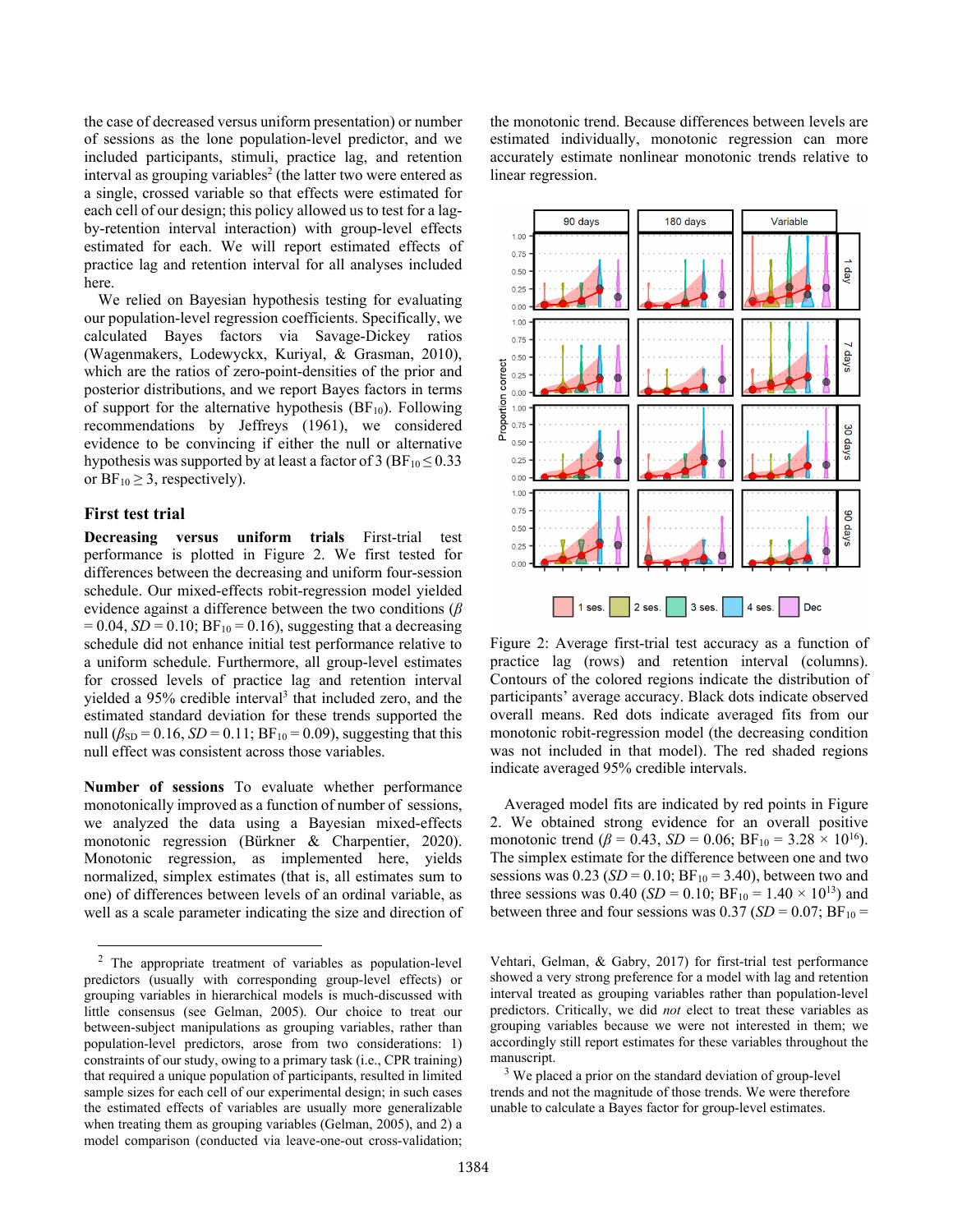the case of decreased versus uniform presentation) or number of sessions as the lone population-level predictor, and we included participants, stimuli, practice lag, and retention interval as grouping variables[2] (the latter two were entered as a single, crossed variable so that effects were estimated for each cell of our design; this policy allowed us to test for a lag-by-retention interval interaction) with group-level effects estimated for each. We will report estimated effects of practice lag and retention interval for all analyses included here.

We relied on Bayesian hypothesis testing for evaluating our population-level regression coefficients. Specifically, we calculated Bayes factors via Savage-Dickey ratios (Wagenmakers, Lodewyckx, Kuriyal, & Grasman, 2010), which are the ratios of zero-point-densities of the prior and posterior distributions, and we report Bayes factors in terms of support for the alternative hypothesis ($BF_{10}$). Following recommendations by Jeffreys (1961), we considered evidence to be convincing if either the null or alternative hypothesis was supported by at least a factor of 3 ($BF_{10} \leq 0.33$ or $BF_{10} \geq 3$, respectively).

## First test trial

**Decreasing versus uniform trials** First-trial test performance is plotted in Figure 2. We first tested for differences between the decreasing and uniform four-session schedule. Our mixed-effects robit-regression model yielded evidence against a difference between the two conditions ($\beta = 0.04$, $SD = 0.10$; $BF_{10} = 0.16$), suggesting that a decreasing schedule did not enhance initial test performance relative to a uniform schedule. Furthermore, all group-level estimates for crossed levels of practice lag and retention interval yielded a 95% credible interval[3] that included zero, and the estimated standard deviation for these trends supported the null ($\beta_{SD} = 0.16$, $SD = 0.11$; $BF_{10} = 0.09$), suggesting that this null effect was consistent across those variables.

**Number of sessions** To evaluate whether performance monotonically improved as a function of number of sessions, we analyzed the data using a Bayesian mixed-effects monotonic regression (Bürkner & Charpentier, 2020). Monotonic regression, as implemented here, yields normalized, simplex estimates (that is, all estimates sum to one) of differences between levels of an ordinal variable, as well as a scale parameter indicating the size and direction of the monotonic trend. Because differences between levels are estimated individually, monotonic regression can more accurately estimate nonlinear monotonic trends relative to linear regression.

Figure 2: Average first-trial test accuracy as a function of practice lag (rows) and retention interval (columns). Contours of the colored regions indicate the distribution of participants' average accuracy. Black dots indicate observed overall means. Red dots indicate averaged fits from our monotonic robit-regression model (the decreasing condition was not included in that model). The red shaded regions indicate averaged 95% credible intervals.

Averaged model fits are indicated by red points in Figure 2. We obtained strong evidence for an overall positive monotonic trend ($\beta = 0.43$, $SD = 0.06$; $BF_{10} = 3.28 \times 10^{16}$). The simplex estimate for the difference between one and two sessions was 0.23 ($SD = 0.10$; $BF_{10} = 3.40$), between two and three sessions was 0.40 ($SD = 0.10$; $BF_{10} = 1.40 \times 10^{13}$) and between three and four sessions was 0.37 ($SD = 0.07$; $BF_{10} =$

---

[2] The appropriate treatment of variables as population-level predictors (usually with corresponding group-level effects) or grouping variables in hierarchical models is much-discussed with little consensus (see Gelman, 2005). Our choice to treat our between-subject manipulations as grouping variables, rather than population-level predictors, arose from two considerations: 1) constraints of our study, owing to a primary task (i.e., CPR training) that required a unique population of participants, resulted in limited sample sizes for each cell of our experimental design; in such cases the estimated effects of variables are usually more generalizable when treating them as grouping variables (Gelman, 2005), and 2) a model comparison (conducted via leave-one-out cross-validation; Vehtari, Gelman, & Gabry, 2017) for first-trial test performance showed a very strong preference for a model with lag and retention interval treated as grouping variables rather than population-level predictors. Critically, we did *not* elect to treat these variables as grouping variables because we were not interested in them; we accordingly still report estimates for these variables throughout the manuscript.

[3] We placed a prior on the standard deviation of group-level trends and not the magnitude of those trends. We were therefore unable to calculate a Bayes factor for group-level estimates.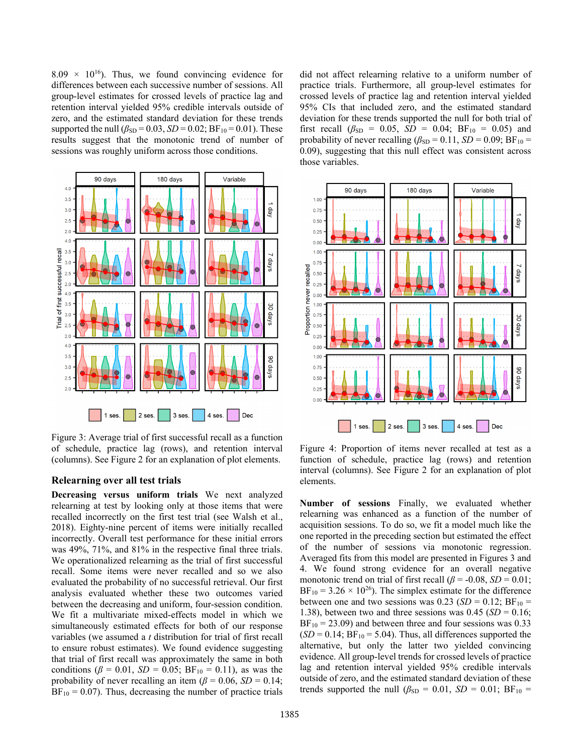8.09 × $10^{16}$). Thus, we found convincing evidence for differences between each successive number of sessions. All group-level estimates for crossed levels of practice lag and retention interval yielded 95% credible intervals outside of zero, and the estimated standard deviation for these trends supported the null ($\beta_{SD}$ = 0.03, *SD* = 0.02; $BF_{10}$ = 0.01). These results suggest that the monotonic trend of number of sessions was roughly uniform across those conditions.

Figure 3: Average trial of first successful recall as a function of schedule, practice lag (rows), and retention interval (columns). See Figure 2 for an explanation of plot elements.

## Relearning over all test trials

**Decreasing versus uniform trials** We next analyzed relearning at test by looking only at those items that were recalled incorrectly on the first test trial (see Walsh et al., 2018). Eighty-nine percent of items were initially recalled incorrectly. Overall test performance for these initial errors was 49%, 71%, and 81% in the respective final three trials. We operationalized relearning as the trial of first successful recall. Some items were never recalled and so we also evaluated the probability of no successful retrieval. Our first analysis evaluated whether these two outcomes varied between the decreasing and uniform, four-session condition. We fit a multivariate mixed-effects model in which we simultaneously estimated effects for both of our response variables (we assumed a *t* distribution for trial of first recall to ensure robust estimates). We found evidence suggesting that trial of first recall was approximately the same in both conditions ($\beta$ = 0.01, *SD* = 0.05; $BF_{10}$ = 0.11), as was the probability of never recalling an item ($\beta$ = 0.06, *SD* = 0.14; $BF_{10}$ = 0.07). Thus, decreasing the number of practice trials did not affect relearning relative to a uniform number of practice trials. Furthermore, all group-level estimates for crossed levels of practice lag and retention interval yielded 95% CIs that included zero, and the estimated standard deviation for these trends supported the null for both trial of first recall ($\beta_{SD}$ = 0.05, *SD* = 0.04; $BF_{10}$ = 0.05) and probability of never recalling ($\beta_{SD}$ = 0.11, *SD* = 0.09; $BF_{10}$ = 0.09), suggesting that this null effect was consistent across those variables.

Figure 4: Proportion of items never recalled at test as a function of schedule, practice lag (rows) and retention interval (columns). See Figure 2 for an explanation of plot elements.

**Number of sessions** Finally, we evaluated whether relearning was enhanced as a function of the number of acquisition sessions. To do so, we fit a model much like the one reported in the preceding section but estimated the effect of the number of sessions via monotonic regression. Averaged fits from this model are presented in Figures 3 and 4. We found strong evidence for an overall negative monotonic trend on trial of first recall ($\beta$ = -0.08, *SD* = 0.01; $BF_{10}$ = 3.26 × $10^{26}$). The simplex estimate for the difference between one and two sessions was 0.23 (*SD* = 0.12; $BF_{10}$ = 1.38), between two and three sessions was 0.45 (*SD* = 0.16; $BF_{10}$ = 23.09) and between three and four sessions was 0.33 (*SD* = 0.14; $BF_{10}$ = 5.04). Thus, all differences supported the alternative, but only the latter two yielded convincing evidence. All group-level trends for crossed levels of practice lag and retention interval yielded 95% credible intervals outside of zero, and the estimated standard deviation of these trends supported the null ($\beta_{SD}$ = 0.01, *SD* = 0.01; $BF_{10}$ =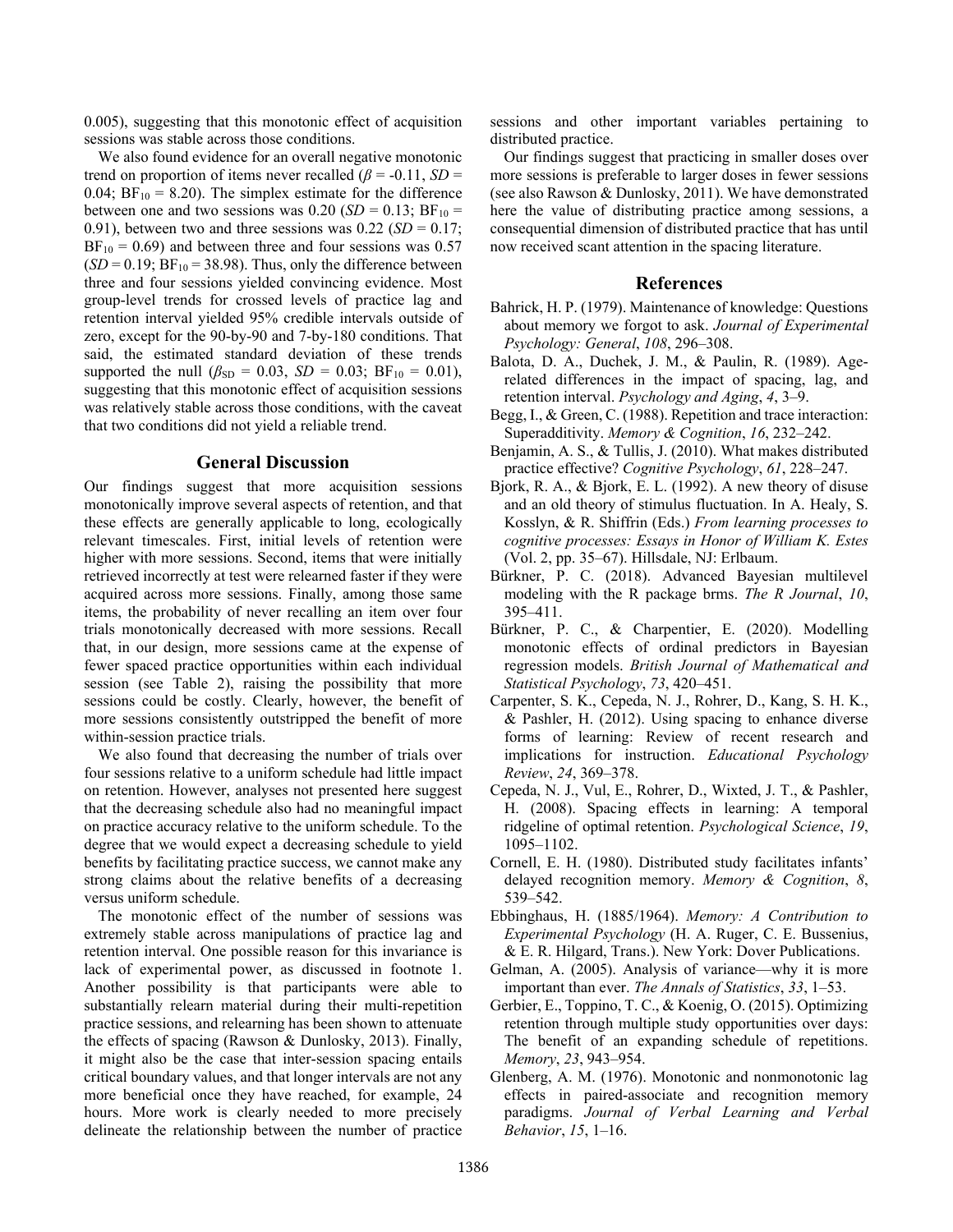0.005), suggesting that this monotonic effect of acquisition sessions was stable across those conditions.

We also found evidence for an overall negative monotonic trend on proportion of items never recalled ($\beta$ = -0.11, $SD$ = 0.04; $BF_{10}$ = 8.20). The simplex estimate for the difference between one and two sessions was 0.20 ($SD$ = 0.13; $BF_{10}$ = 0.91), between two and three sessions was 0.22 ($SD$ = 0.17; $BF_{10}$ = 0.69) and between three and four sessions was 0.57 ($SD$ = 0.19; $BF_{10}$ = 38.98). Thus, only the difference between three and four sessions yielded convincing evidence. Most group-level trends for crossed levels of practice lag and retention interval yielded 95% credible intervals outside of zero, except for the 90-by-90 and 7-by-180 conditions. That said, the estimated standard deviation of these trends supported the null ($\beta_{SD}$ = 0.03, $SD$ = 0.03; $BF_{10}$ = 0.01), suggesting that this monotonic effect of acquisition sessions was relatively stable across those conditions, with the caveat that two conditions did not yield a reliable trend.

## General Discussion

Our findings suggest that more acquisition sessions monotonically improve several aspects of retention, and that these effects are generally applicable to long, ecologically relevant timescales. First, initial levels of retention were higher with more sessions. Second, items that were initially retrieved incorrectly at test were relearned faster if they were acquired across more sessions. Finally, among those same items, the probability of never recalling an item over four trials monotonically decreased with more sessions. Recall that, in our design, more sessions came at the expense of fewer spaced practice opportunities within each individual session (see Table 2), raising the possibility that more sessions could be costly. Clearly, however, the benefit of more sessions consistently outstripped the benefit of more within-session practice trials.

We also found that decreasing the number of trials over four sessions relative to a uniform schedule had little impact on retention. However, analyses not presented here suggest that the decreasing schedule also had no meaningful impact on practice accuracy relative to the uniform schedule. To the degree that we would expect a decreasing schedule to yield benefits by facilitating practice success, we cannot make any strong claims about the relative benefits of a decreasing versus uniform schedule.

The monotonic effect of the number of sessions was extremely stable across manipulations of practice lag and retention interval. One possible reason for this invariance is lack of experimental power, as discussed in footnote 1. Another possibility is that participants were able to substantially relearn material during their multi-repetition practice sessions, and relearning has been shown to attenuate the effects of spacing (Rawson & Dunlosky, 2013). Finally, it might also be the case that inter-session spacing entails critical boundary values, and that longer intervals are not any more beneficial once they have reached, for example, 24 hours. More work is clearly needed to more precisely delineate the relationship between the number of practice sessions and other important variables pertaining to distributed practice.

Our findings suggest that practicing in smaller doses over more sessions is preferable to larger doses in fewer sessions (see also Rawson & Dunlosky, 2011). We have demonstrated here the value of distributing practice among sessions, a consequential dimension of distributed practice that has until now received scant attention in the spacing literature.

## References

Bahrick, H. P. (1979). Maintenance of knowledge: Questions about memory we forgot to ask. *Journal of Experimental Psychology: General*, *108*, 296–308.

Balota, D. A., Duchek, J. M., & Paulin, R. (1989). Age-related differences in the impact of spacing, lag, and retention interval. *Psychology and Aging*, *4*, 3–9.

Begg, I., & Green, C. (1988). Repetition and trace interaction: Superadditivity. *Memory & Cognition*, *16*, 232–242.

Benjamin, A. S., & Tullis, J. (2010). What makes distributed practice effective? *Cognitive Psychology*, *61*, 228–247.

Bjork, R. A., & Bjork, E. L. (1992). A new theory of disuse and an old theory of stimulus fluctuation. In A. Healy, S. Kosslyn, & R. Shiffrin (Eds.) *From learning processes to cognitive processes: Essays in Honor of William K. Estes* (Vol. 2, pp. 35–67). Hillsdale, NJ: Erlbaum.

Bürkner, P. C. (2018). Advanced Bayesian multilevel modeling with the R package brms. *The R Journal*, *10*, 395–411.

Bürkner, P. C., & Charpentier, E. (2020). Modelling monotonic effects of ordinal predictors in Bayesian regression models. *British Journal of Mathematical and Statistical Psychology*, *73*, 420–451.

Carpenter, S. K., Cepeda, N. J., Rohrer, D., Kang, S. H. K., & Pashler, H. (2012). Using spacing to enhance diverse forms of learning: Review of recent research and implications for instruction. *Educational Psychology Review*, *24*, 369–378.

Cepeda, N. J., Vul, E., Rohrer, D., Wixted, J. T., & Pashler, H. (2008). Spacing effects in learning: A temporal ridgeline of optimal retention. *Psychological Science*, *19*, 1095–1102.

Cornell, E. H. (1980). Distributed study facilitates infants' delayed recognition memory. *Memory & Cognition*, *8*, 539–542.

Ebbinghaus, H. (1885/1964). *Memory: A Contribution to Experimental Psychology* (H. A. Ruger, C. E. Bussenius, & E. R. Hilgard, Trans.). New York: Dover Publications.

Gelman, A. (2005). Analysis of variance—why it is more important than ever. *The Annals of Statistics*, *33*, 1–53.

Gerbier, E., Toppino, T. C., & Koenig, O. (2015). Optimizing retention through multiple study opportunities over days: The benefit of an expanding schedule of repetitions. *Memory*, *23*, 943–954.

Glenberg, A. M. (1976). Monotonic and nonmonotonic lag effects in paired-associate and recognition memory paradigms. *Journal of Verbal Learning and Verbal Behavior*, *15*, 1–16.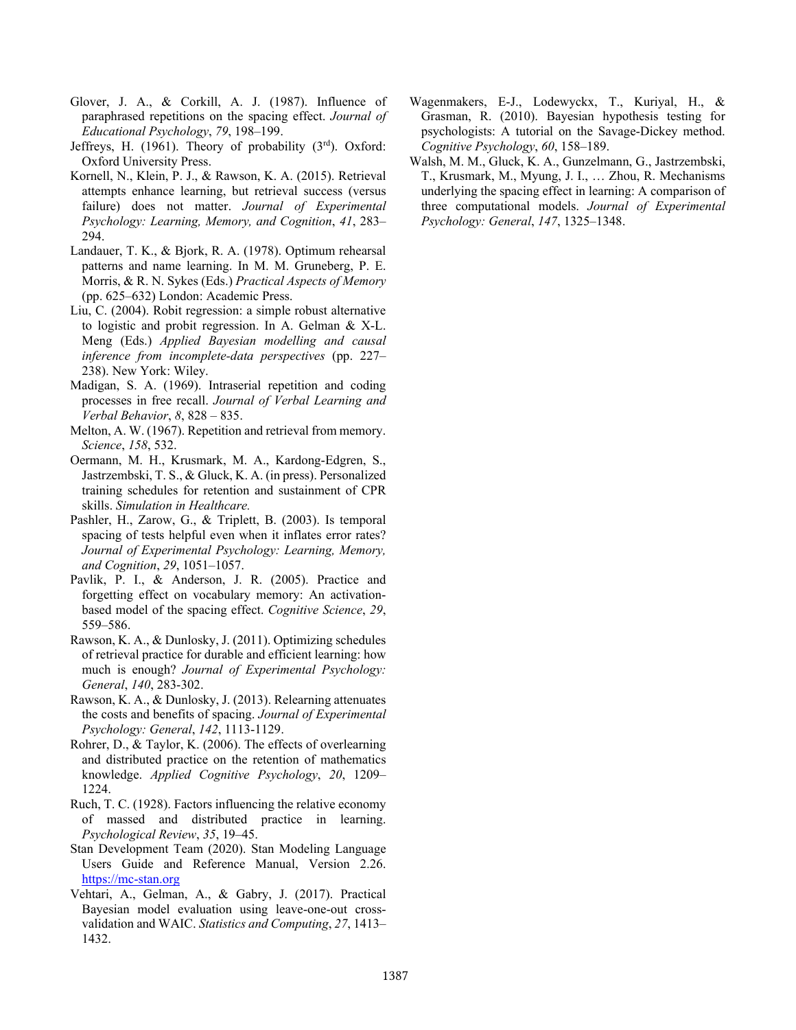Glover, J. A., & Corkill, A. J. (1987). Influence of paraphrased repetitions on the spacing effect. *Journal of Educational Psychology*, *79*, 198–199.

Jeffreys, H. (1961). Theory of probability (3rd). Oxford: Oxford University Press.

Kornell, N., Klein, P. J., & Rawson, K. A. (2015). Retrieval attempts enhance learning, but retrieval success (versus failure) does not matter. *Journal of Experimental Psychology: Learning, Memory, and Cognition*, *41*, 283–294.

Landauer, T. K., & Bjork, R. A. (1978). Optimum rehearsal patterns and name learning. In M. M. Gruneberg, P. E. Morris, & R. N. Sykes (Eds.) *Practical Aspects of Memory* (pp. 625–632) London: Academic Press.

Liu, C. (2004). Robit regression: a simple robust alternative to logistic and probit regression. In A. Gelman & X-L. Meng (Eds.) *Applied Bayesian modelling and causal inference from incomplete-data perspectives* (pp. 227–238). New York: Wiley.

Madigan, S. A. (1969). Intraserial repetition and coding processes in free recall. *Journal of Verbal Learning and Verbal Behavior*, *8*, 828 – 835.

Melton, A. W. (1967). Repetition and retrieval from memory. *Science*, *158*, 532.

Oermann, M. H., Krusmark, M. A., Kardong-Edgren, S., Jastrzembski, T. S., & Gluck, K. A. (in press). Personalized training schedules for retention and sustainment of CPR skills. *Simulation in Healthcare.*

Pashler, H., Zarow, G., & Triplett, B. (2003). Is temporal spacing of tests helpful even when it inflates error rates? *Journal of Experimental Psychology: Learning, Memory, and Cognition*, *29*, 1051–1057.

Pavlik, P. I., & Anderson, J. R. (2005). Practice and forgetting effect on vocabulary memory: An activation-based model of the spacing effect. *Cognitive Science*, *29*, 559–586.

Rawson, K. A., & Dunlosky, J. (2011). Optimizing schedules of retrieval practice for durable and efficient learning: how much is enough? *Journal of Experimental Psychology: General*, *140*, 283-302.

Rawson, K. A., & Dunlosky, J. (2013). Relearning attenuates the costs and benefits of spacing. *Journal of Experimental Psychology: General*, *142*, 1113-1129.

Rohrer, D., & Taylor, K. (2006). The effects of overlearning and distributed practice on the retention of mathematics knowledge. *Applied Cognitive Psychology*, *20*, 1209–1224.

Ruch, T. C. (1928). Factors influencing the relative economy of massed and distributed practice in learning. *Psychological Review*, *35*, 19–45.

Stan Development Team (2020). Stan Modeling Language Users Guide and Reference Manual, Version 2.26. https://mc-stan.org

Vehtari, A., Gelman, A., & Gabry, J. (2017). Practical Bayesian model evaluation using leave-one-out cross-validation and WAIC. *Statistics and Computing*, *27*, 1413–1432.

Wagenmakers, E-J., Lodewyckx, T., Kuriyal, H., & Grasman, R. (2010). Bayesian hypothesis testing for psychologists: A tutorial on the Savage-Dickey method. *Cognitive Psychology*, *60*, 158–189.

Walsh, M. M., Gluck, K. A., Gunzelmann, G., Jastrzembski, T., Krusmark, M., Myung, J. I., … Zhou, R. Mechanisms underlying the spacing effect in learning: A comparison of three computational models. *Journal of Experimental Psychology: General*, *147*, 1325–1348.